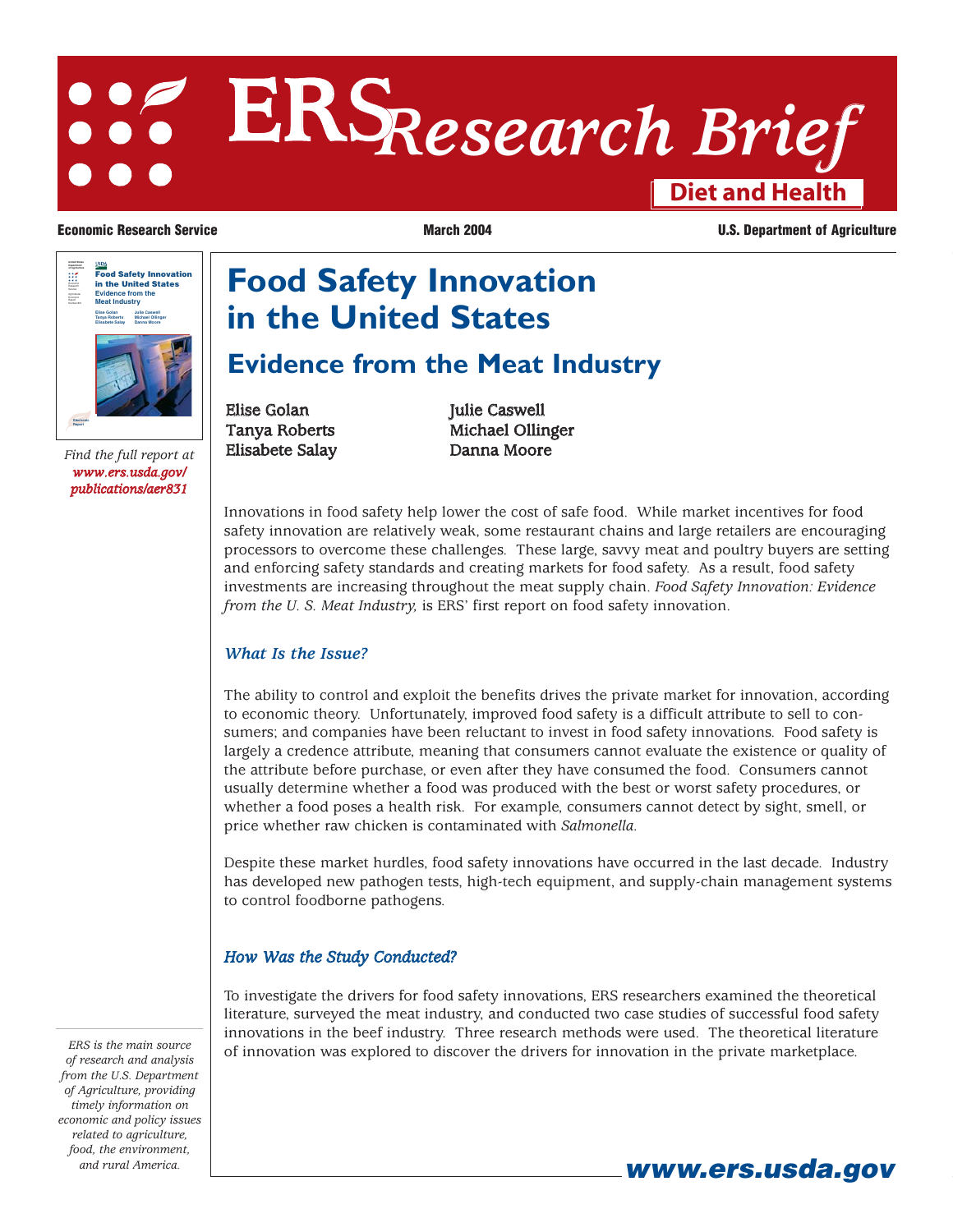# ERS Research Brief

**Diet and Health**

**Economic Research Service** | **March 2004** | **U.S. Department of Agriculture**

*Find the full report at* ***www.ers.usda.gov/publications/aer831***

# Food Safety Innovation in the United States

## Evidence from the Meat Industry

Elise Golan
Tanya Roberts
Elisabete Salay
Julie Caswell
Michael Ollinger
Danna Moore

Innovations in food safety help lower the cost of safe food. While market incentives for food safety innovation are relatively weak, some restaurant chains and large retailers are encouraging processors to overcome these challenges. These large, savvy meat and poultry buyers are setting and enforcing safety standards and creating markets for food safety. As a result, food safety investments are increasing throughout the meat supply chain. *Food Safety Innovation: Evidence from the U. S. Meat Industry,* is ERS' first report on food safety innovation.

### *What Is the Issue?*

The ability to control and exploit the benefits drives the private market for innovation, according to economic theory. Unfortunately, improved food safety is a difficult attribute to sell to consumers; and companies have been reluctant to invest in food safety innovations. Food safety is largely a credence attribute, meaning that consumers cannot evaluate the existence or quality of the attribute before purchase, or even after they have consumed the food. Consumers cannot usually determine whether a food was produced with the best or worst safety procedures, or whether a food poses a health risk. For example, consumers cannot detect by sight, smell, or price whether raw chicken is contaminated with *Salmonella*.

Despite these market hurdles, food safety innovations have occurred in the last decade. Industry has developed new pathogen tests, high-tech equipment, and supply-chain management systems to control foodborne pathogens.

### *How Was the Study Conducted?*

To investigate the drivers for food safety innovations, ERS researchers examined the theoretical literature, surveyed the meat industry, and conducted two case studies of successful food safety innovations in the beef industry. Three research methods were used. The theoretical literature of innovation was explored to discover the drivers for innovation in the private marketplace.

*ERS is the main source of research and analysis from the U.S. Department of Agriculture, providing timely information on economic and policy issues related to agriculture, food, the environment, and rural America.*

**www.ers.usda.gov**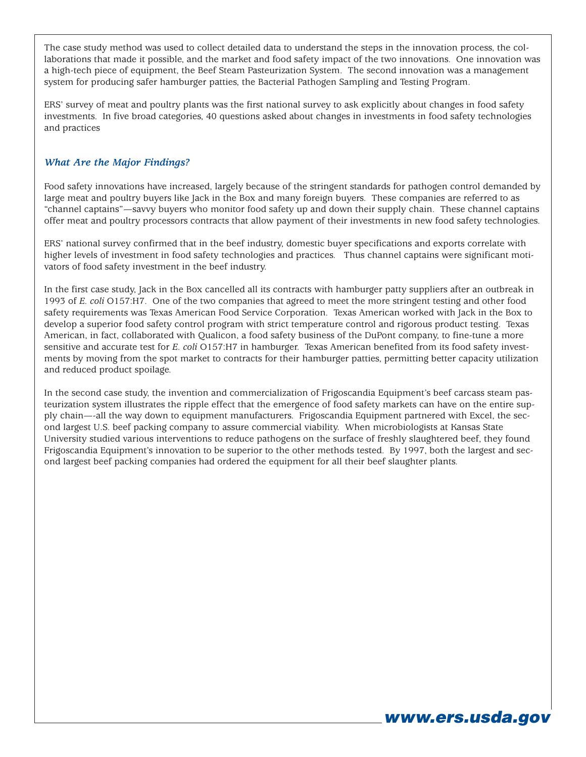The case study method was used to collect detailed data to understand the steps in the innovation process, the collaborations that made it possible, and the market and food safety impact of the two innovations. One innovation was a high-tech piece of equipment, the Beef Steam Pasteurization System. The second innovation was a management system for producing safer hamburger patties, the Bacterial Pathogen Sampling and Testing Program.

ERS' survey of meat and poultry plants was the first national survey to ask explicitly about changes in food safety investments. In five broad categories, 40 questions asked about changes in investments in food safety technologies and practices

### *What Are the Major Findings?*

Food safety innovations have increased, largely because of the stringent standards for pathogen control demanded by large meat and poultry buyers like Jack in the Box and many foreign buyers. These companies are referred to as "channel captains"—savvy buyers who monitor food safety up and down their supply chain. These channel captains offer meat and poultry processors contracts that allow payment of their investments in new food safety technologies.

ERS' national survey confirmed that in the beef industry, domestic buyer specifications and exports correlate with higher levels of investment in food safety technologies and practices. Thus channel captains were significant motivators of food safety investment in the beef industry.

In the first case study, Jack in the Box cancelled all its contracts with hamburger patty suppliers after an outbreak in 1993 of *E. coli* O157:H7. One of the two companies that agreed to meet the more stringent testing and other food safety requirements was Texas American Food Service Corporation. Texas American worked with Jack in the Box to develop a superior food safety control program with strict temperature control and rigorous product testing. Texas American, in fact, collaborated with Qualicon, a food safety business of the DuPont company, to fine-tune a more sensitive and accurate test for *E. coli* O157:H7 in hamburger. Texas American benefited from its food safety investments by moving from the spot market to contracts for their hamburger patties, permitting better capacity utilization and reduced product spoilage.

In the second case study, the invention and commercialization of Frigoscandia Equipment's beef carcass steam pasteurization system illustrates the ripple effect that the emergence of food safety markets can have on the entire supply chain—-all the way down to equipment manufacturers. Frigoscandia Equipment partnered with Excel, the second largest U.S. beef packing company to assure commercial viability. When microbiologists at Kansas State University studied various interventions to reduce pathogens on the surface of freshly slaughtered beef, they found Frigoscandia Equipment's innovation to be superior to the other methods tested. By 1997, both the largest and second largest beef packing companies had ordered the equipment for all their beef slaughter plants.

**www.ers.usda.gov**